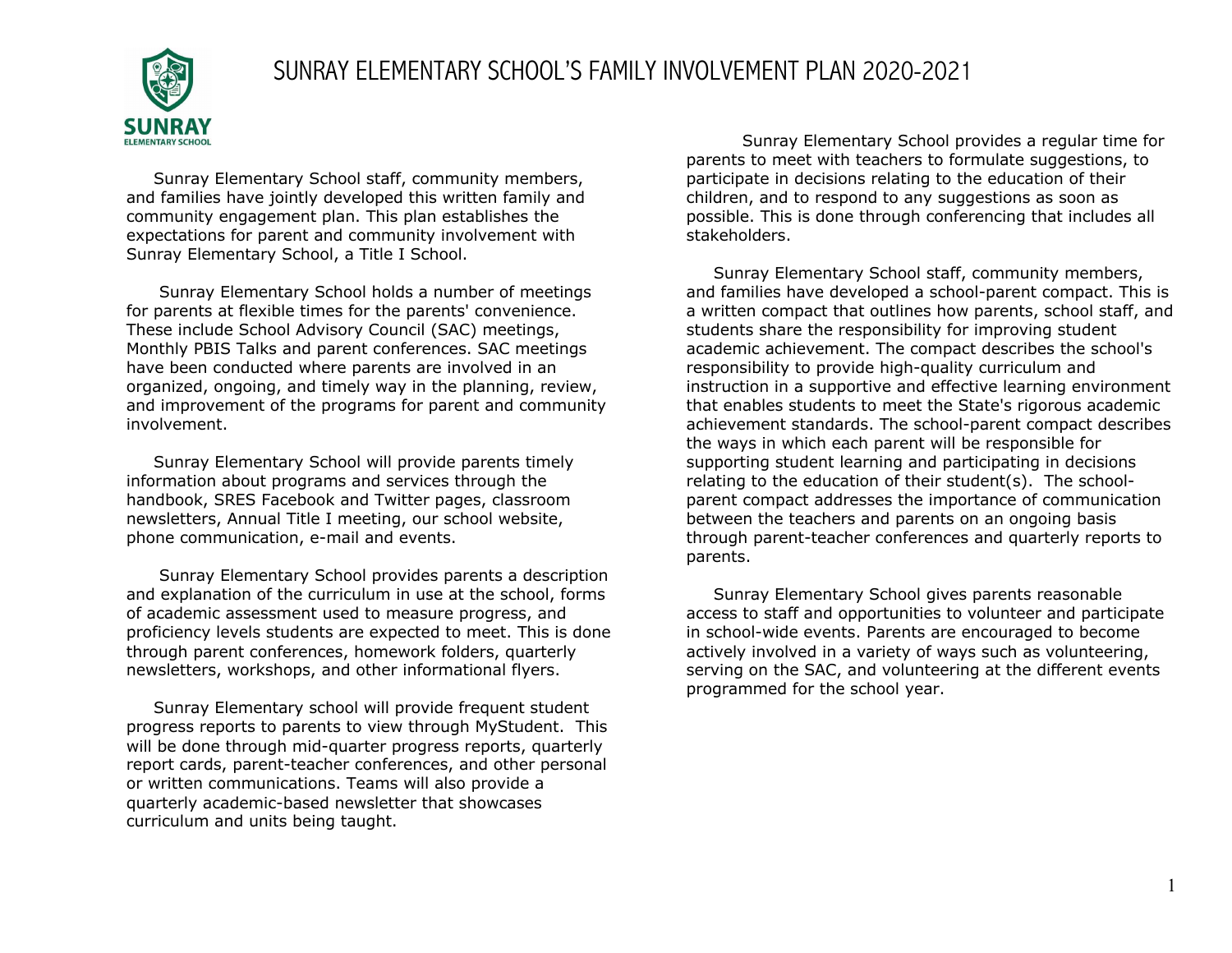# SUNRAY ELEMENTARY SCHOOL'S FAMILY INVOLVEMENT PLAN 2020-2021

Sunray Elementary School staff, community members, and families have jointly developed this written family and community engagement plan. This plan establishes the expectations for parent and community involvement with Sunray Elementary School, a Title I School.

Sunray Elementary School holds a number of meetings for parents at flexible times for the parents' convenience. These include School Advisory Council (SAC) meetings, Monthly PBIS Talks and parent conferences. SAC meetings have been conducted where parents are involved in an organized, ongoing, and timely way in the planning, review, and improvement of the programs for parent and community involvement.

Sunray Elementary School will provide parents timely information about programs and services through the handbook, SRES Facebook and Twitter pages, classroom newsletters, Annual Title I meeting, our school website, phone communication, e-mail and events.

Sunray Elementary School provides parents a description and explanation of the curriculum in use at the school, forms of academic assessment used to measure progress, and proficiency levels students are expected to meet. This is done through parent conferences, homework folders, quarterly newsletters, workshops, and other informational flyers.

Sunray Elementary school will provide frequent student progress reports to parents to view through MyStudent. This will be done through mid-quarter progress reports, quarterly report cards, parent-teacher conferences, and other personal or written communications. Teams will also provide a quarterly academic-based newsletter that showcases curriculum and units being taught.

Sunray Elementary School provides a regular time for parents to meet with teachers to formulate suggestions, to participate in decisions relating to the education of their children, and to respond to any suggestions as soon as possible. This is done through conferencing that includes all stakeholders.

Sunray Elementary School staff, community members, and families have developed a school-parent compact. This is a written compact that outlines how parents, school staff, and students share the responsibility for improving student academic achievement. The compact describes the school's responsibility to provide high-quality curriculum and instruction in a supportive and effective learning environment that enables students to meet the State's rigorous academic achievement standards. The school-parent compact describes the ways in which each parent will be responsible for supporting student learning and participating in decisions relating to the education of their student(s). The school-parent compact addresses the importance of communication between the teachers and parents on an ongoing basis through parent-teacher conferences and quarterly reports to parents.

Sunray Elementary School gives parents reasonable access to staff and opportunities to volunteer and participate in school-wide events. Parents are encouraged to become actively involved in a variety of ways such as volunteering, serving on the SAC, and volunteering at the different events programmed for the school year.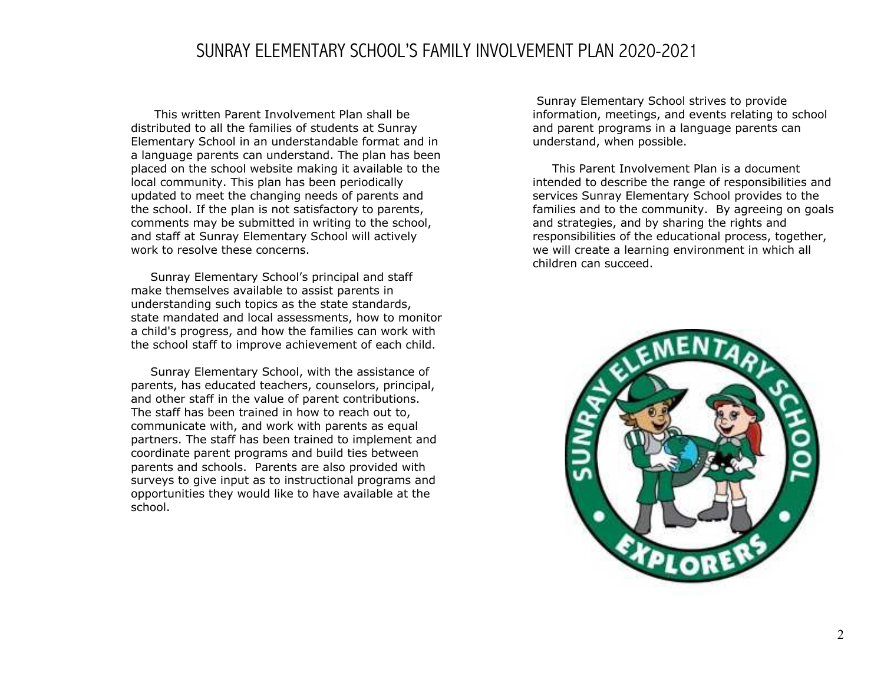# SUNRAY ELEMENTARY SCHOOL'S FAMILY INVOLVEMENT PLAN 2020-2021

This written Parent Involvement Plan shall be distributed to all the families of students at Sunray Elementary School in an understandable format and in a language parents can understand. The plan has been placed on the school website making it available to the local community. This plan has been periodically updated to meet the changing needs of parents and the school. If the plan is not satisfactory to parents, comments may be submitted in writing to the school, and staff at Sunray Elementary School will actively work to resolve these concerns.

Sunray Elementary School's principal and staff make themselves available to assist parents in understanding such topics as the state standards, state mandated and local assessments, how to monitor a child's progress, and how the families can work with the school staff to improve achievement of each child.

Sunray Elementary School, with the assistance of parents, has educated teachers, counselors, principal, and other staff in the value of parent contributions. The staff has been trained in how to reach out to, communicate with, and work with parents as equal partners. The staff has been trained to implement and coordinate parent programs and build ties between parents and schools. Parents are also provided with surveys to give input as to instructional programs and opportunities they would like to have available at the school.

Sunray Elementary School strives to provide information, meetings, and events relating to school and parent programs in a language parents can understand, when possible.

This Parent Involvement Plan is a document intended to describe the range of responsibilities and services Sunray Elementary School provides to the families and to the community. By agreeing on goals and strategies, and by sharing the rights and responsibilities of the educational process, together, we will create a learning environment in which all children can succeed.